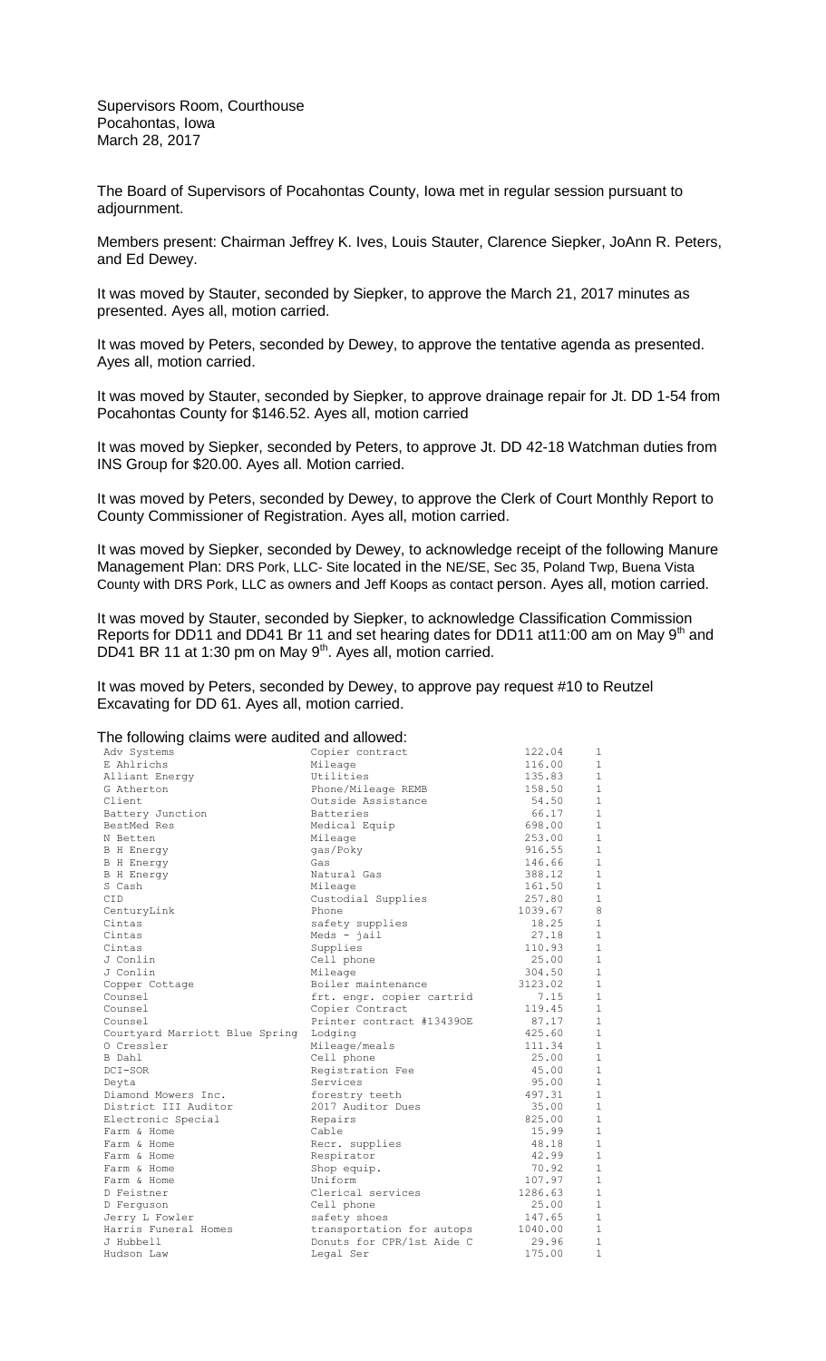Supervisors Room, Courthouse
Pocahontas, Iowa
March 28, 2017

The Board of Supervisors of Pocahontas County, Iowa met in regular session pursuant to adjournment.

Members present: Chairman Jeffrey K. Ives, Louis Stauter, Clarence Siepker, JoAnn R. Peters, and Ed Dewey.

It was moved by Stauter, seconded by Siepker, to approve the March 21, 2017 minutes as presented. Ayes all, motion carried.

It was moved by Peters, seconded by Dewey, to approve the tentative agenda as presented. Ayes all, motion carried.

It was moved by Stauter, seconded by Siepker, to approve drainage repair for Jt. DD 1-54 from Pocahontas County for $146.52. Ayes all, motion carried

It was moved by Siepker, seconded by Peters, to approve Jt. DD 42-18 Watchman duties from INS Group for $20.00. Ayes all. Motion carried.

It was moved by Peters, seconded by Dewey, to approve the Clerk of Court Monthly Report to County Commissioner of Registration. Ayes all, motion carried.

It was moved by Siepker, seconded by Dewey, to acknowledge receipt of the following Manure Management Plan: DRS Pork, LLC- Site located in the NE/SE, Sec 35, Poland Twp, Buena Vista County with DRS Pork, LLC as owners and Jeff Koops as contact person. Ayes all, motion carried.

It was moved by Stauter, seconded by Siepker, to acknowledge Classification Commission Reports for DD11 and DD41 Br 11 and set hearing dates for DD11 at11:00 am on May 9th and DD41 BR 11 at 1:30 pm on May 9th. Ayes all, motion carried.

It was moved by Peters, seconded by Dewey, to approve pay request #10 to Reutzel Excavating for DD 61. Ayes all, motion carried.

The following claims were audited and allowed:

| | | | |
|---|---|---|---|
| Adv Systems | Copier contract | 122.04 | 1 |
| E Ahlrichs | Mileage | 116.00 | 1 |
| Alliant Energy | Utilities | 135.83 | 1 |
| G Atherton | Phone/Mileage REMB | 158.50 | 1 |
| Client | Outside Assistance | 54.50 | 1 |
| Battery Junction | Batteries | 66.17 | 1 |
| BestMed Res | Medical Equip | 698.00 | 1 |
| N Betten | Mileage | 253.00 | 1 |
| B H Energy | gas/Poky | 916.55 | 1 |
| B H Energy | Gas | 146.66 | 1 |
| B H Energy | Natural Gas | 388.12 | 1 |
| S Cash | Mileage | 161.50 | 1 |
| CID | Custodial Supplies | 257.80 | 1 |
| CenturyLink | Phone | 1039.67 | 8 |
| Cintas | safety supplies | 18.25 | 1 |
| Cintas | Meds - jail | 27.18 | 1 |
| Cintas | Supplies | 110.93 | 1 |
| J Conlin | Cell phone | 25.00 | 1 |
| J Conlin | Mileage | 304.50 | 1 |
| Copper Cottage | Boiler maintenance | 3123.02 | 1 |
| Counsel | frt. engr. copier cartrid | 7.15 | 1 |
| Counsel | Copier Contract | 119.45 | 1 |
| Counsel | Printer contract #13439OE | 87.17 | 1 |
| Courtyard Marriott Blue Spring | Lodging | 425.60 | 1 |
| O Cressler | Mileage/meals | 111.34 | 1 |
| B Dahl | Cell phone | 25.00 | 1 |
| DCI-SOR | Registration Fee | 45.00 | 1 |
| Deyta | Services | 95.00 | 1 |
| Diamond Mowers Inc. | forestry teeth | 497.31 | 1 |
| District III Auditor | 2017 Auditor Dues | 35.00 | 1 |
| Electronic Special | Repairs | 825.00 | 1 |
| Farm & Home | Cable | 15.99 | 1 |
| Farm & Home | Recr. supplies | 48.18 | 1 |
| Farm & Home | Respirator | 42.99 | 1 |
| Farm & Home | Shop equip. | 70.92 | 1 |
| Farm & Home | Uniform | 107.97 | 1 |
| D Feistner | Clerical services | 1286.63 | 1 |
| D Ferguson | Cell phone | 25.00 | 1 |
| Jerry L Fowler | safety shoes | 147.65 | 1 |
| Harris Funeral Homes | transportation for autops | 1040.00 | 1 |
| J Hubbell | Donuts for CPR/1st Aide C | 29.96 | 1 |
| Hudson Law | Legal Ser | 175.00 | 1 |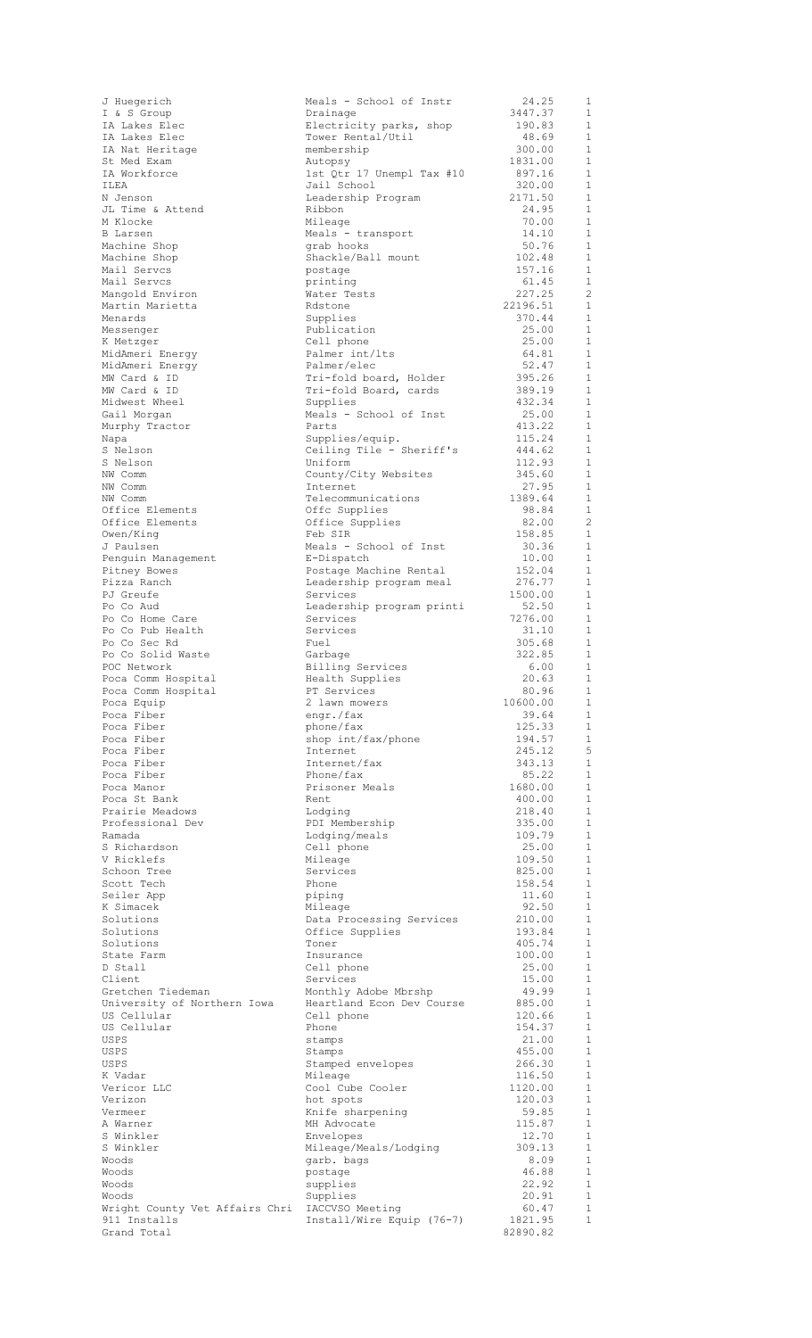| | | | |
|---|---|---|---|
| J Huegerich | Meals - School of Instr | 24.25 | 1 |
| I & S Group | Drainage | 3447.37 | 1 |
| IA Lakes Elec | Electricity parks, shop | 190.83 | 1 |
| IA Lakes Elec | Tower Rental/Util | 48.69 | 1 |
| IA Nat Heritage | membership | 300.00 | 1 |
| St Med Exam | Autopsy | 1831.00 | 1 |
| IA Workforce | 1st Qtr 17 Unempl Tax #10 | 897.16 | 1 |
| ILEA | Jail School | 320.00 | 1 |
| N Jenson | Leadership Program | 2171.50 | 1 |
| JL Time & Attend | Ribbon | 24.95 | 1 |
| M Klocke | Mileage | 70.00 | 1 |
| B Larsen | Meals - transport | 14.10 | 1 |
| Machine Shop | grab hooks | 50.76 | 1 |
| Machine Shop | Shackle/Ball mount | 102.48 | 1 |
| Mail Servcs | postage | 157.16 | 1 |
| Mail Servcs | printing | 61.45 | 1 |
| Mangold Environ | Water Tests | 227.25 | 2 |
| Martin Marietta | Rdstone | 22196.51 | 1 |
| Menards | Supplies | 370.44 | 1 |
| Messenger | Publication | 25.00 | 1 |
| K Metzger | Cell phone | 25.00 | 1 |
| MidAmeri Energy | Palmer int/lts | 64.81 | 1 |
| MidAmeri Energy | Palmer/elec | 52.47 | 1 |
| MW Card & ID | Tri-fold board, Holder | 395.26 | 1 |
| MW Card & ID | Tri-fold Board, cards | 389.19 | 1 |
| Midwest Wheel | Supplies | 432.34 | 1 |
| Gail Morgan | Meals - School of Inst | 25.00 | 1 |
| Murphy Tractor | Parts | 413.22 | 1 |
| Napa | Supplies/equip. | 115.24 | 1 |
| S Nelson | Ceiling Tile - Sheriff's | 444.62 | 1 |
| S Nelson | Uniform | 112.93 | 1 |
| NW Comm | County/City Websites | 345.60 | 1 |
| NW Comm | Internet | 27.95 | 1 |
| NW Comm | Telecommunications | 1389.64 | 1 |
| Office Elements | Offc Supplies | 98.84 | 1 |
| Office Elements | Office Supplies | 82.00 | 2 |
| Owen/King | Feb SIR | 158.85 | 1 |
| J Paulsen | Meals - School of Inst | 30.36 | 1 |
| Penguin Management | E-Dispatch | 10.00 | 1 |
| Pitney Bowes | Postage Machine Rental | 152.04 | 1 |
| Pizza Ranch | Leadership program meal | 276.77 | 1 |
| PJ Greufe | Services | 1500.00 | 1 |
| Po Co Aud | Leadership program printi | 52.50 | 1 |
| Po Co Home Care | Services | 7276.00 | 1 |
| Po Co Pub Health | Services | 31.10 | 1 |
| Po Co Sec Rd | Fuel | 305.68 | 1 |
| Po Co Solid Waste | Garbage | 322.85 | 1 |
| POC Network | Billing Services | 6.00 | 1 |
| Poca Comm Hospital | Health Supplies | 20.63 | 1 |
| Poca Comm Hospital | PT Services | 80.96 | 1 |
| Poca Equip | 2 lawn mowers | 10600.00 | 1 |
| Poca Fiber | engr./fax | 39.64 | 1 |
| Poca Fiber | phone/fax | 125.33 | 1 |
| Poca Fiber | shop int/fax/phone | 194.57 | 1 |
| Poca Fiber | Internet | 245.12 | 5 |
| Poca Fiber | Internet/fax | 343.13 | 1 |
| Poca Fiber | Phone/fax | 85.22 | 1 |
| Poca Manor | Prisoner Meals | 1680.00 | 1 |
| Poca St Bank | Rent | 400.00 | 1 |
| Prairie Meadows | Lodging | 218.40 | 1 |
| Professional Dev | PDI Membership | 335.00 | 1 |
| Ramada | Lodging/meals | 109.79 | 1 |
| S Richardson | Cell phone | 25.00 | 1 |
| V Ricklefs | Mileage | 109.50 | 1 |
| Schoon Tree | Services | 825.00 | 1 |
| Scott Tech | Phone | 158.54 | 1 |
| Seiler App | piping | 11.60 | 1 |
| K Simacek | Mileage | 92.50 | 1 |
| Solutions | Data Processing Services | 210.00 | 1 |
| Solutions | Office Supplies | 193.84 | 1 |
| Solutions | Toner | 405.74 | 1 |
| State Farm | Insurance | 100.00 | 1 |
| D Stall | Cell phone | 25.00 | 1 |
| Client | Services | 15.00 | 1 |
| Gretchen Tiedeman | Monthly Adobe Mbrshp | 49.99 | 1 |
| University of Northern Iowa | Heartland Econ Dev Course | 885.00 | 1 |
| US Cellular | Cell phone | 120.66 | 1 |
| US Cellular | Phone | 154.37 | 1 |
| USPS | stamps | 21.00 | 1 |
| USPS | Stamps | 455.00 | 1 |
| USPS | Stamped envelopes | 266.30 | 1 |
| K Vadar | Mileage | 116.50 | 1 |
| Vericor LLC | Cool Cube Cooler | 1120.00 | 1 |
| Verizon | hot spots | 120.03 | 1 |
| Vermeer | Knife sharpening | 59.85 | 1 |
| A Warner | MH Advocate | 115.87 | 1 |
| S Winkler | Envelopes | 12.70 | 1 |
| S Winkler | Mileage/Meals/Lodging | 309.13 | 1 |
| Woods | garb. bags | 8.09 | 1 |
| Woods | postage | 46.88 | 1 |
| Woods | supplies | 22.92 | 1 |
| Woods | Supplies | 20.91 | 1 |
| Wright County Vet Affairs Chri | IACCVSO Meeting | 60.47 | 1 |
| 911 Installs | Install/Wire Equip (76-7) | 1821.95 | 1 |
| Grand Total | | 82890.82 | |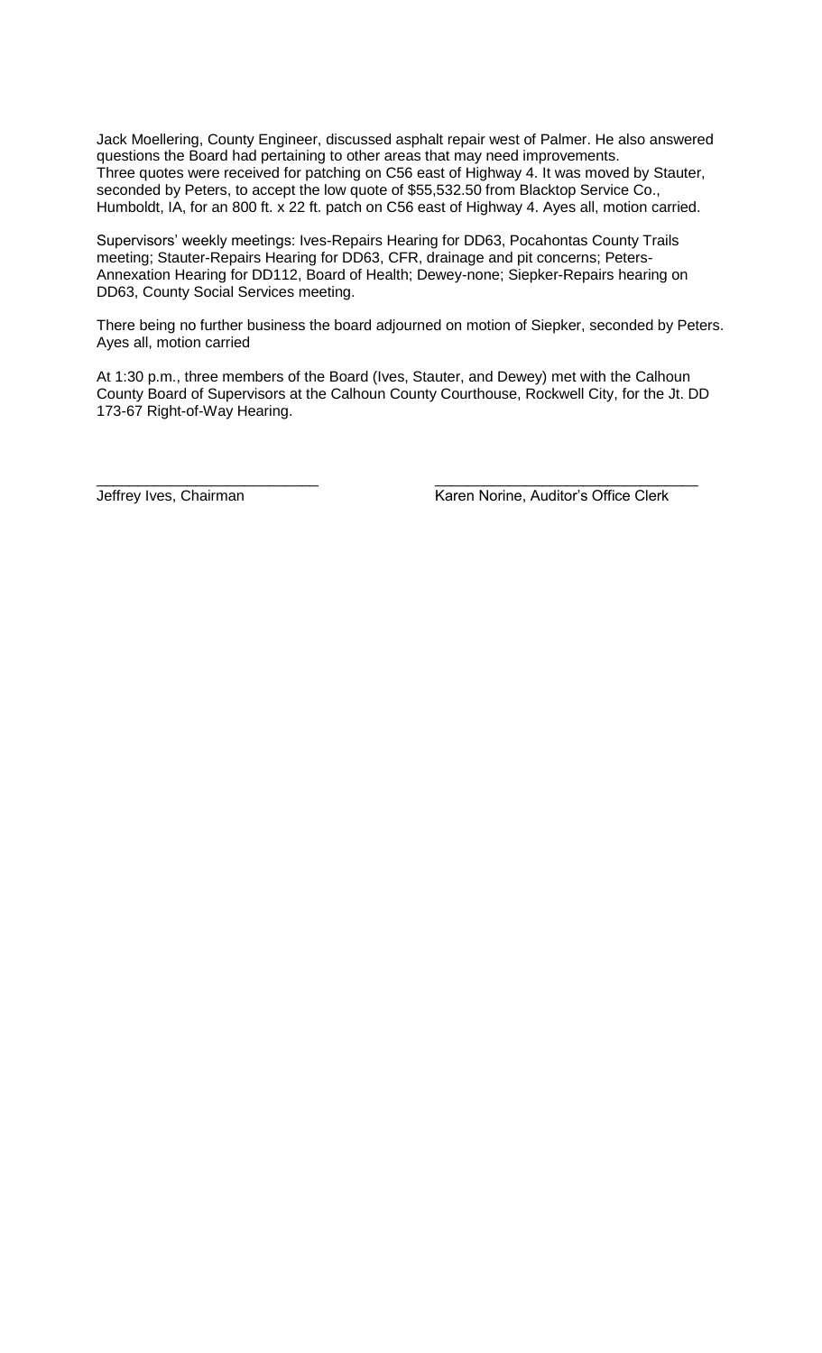Jack Moellering, County Engineer, discussed asphalt repair west of Palmer. He also answered questions the Board had pertaining to other areas that may need improvements.
Three quotes were received for patching on C56 east of Highway 4. It was moved by Stauter, seconded by Peters, to accept the low quote of $55,532.50 from Blacktop Service Co., Humboldt, IA, for an 800 ft. x 22 ft. patch on C56 east of Highway 4. Ayes all, motion carried.

Supervisors' weekly meetings: Ives-Repairs Hearing for DD63, Pocahontas County Trails meeting; Stauter-Repairs Hearing for DD63, CFR, drainage and pit concerns; Peters-Annexation Hearing for DD112, Board of Health; Dewey-none; Siepker-Repairs hearing on DD63, County Social Services meeting.

There being no further business the board adjourned on motion of Siepker, seconded by Peters. Ayes all, motion carried

At 1:30 p.m., three members of the Board (Ives, Stauter, and Dewey) met with the Calhoun County Board of Supervisors at the Calhoun County Courthouse, Rockwell City, for the Jt. DD 173-67 Right-of-Way Hearing.

| | |
|---|---|
| ___________________________ | ________________________________ |
| Jeffrey Ives, Chairman | Karen Norine, Auditor's Office Clerk |